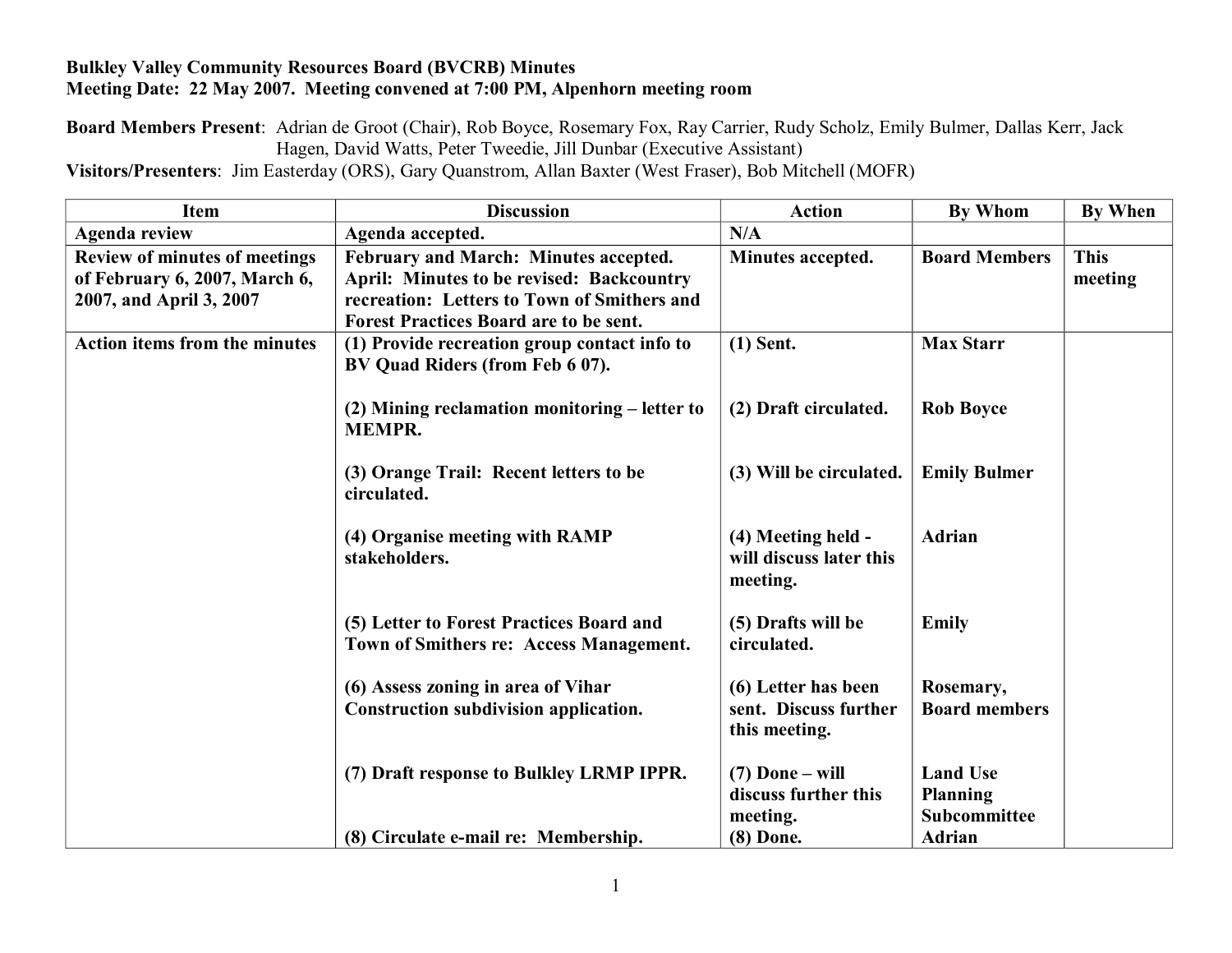**Bulkley Valley Community Resources Board (BVCRB) Minutes**
**Meeting Date: 22 May 2007. Meeting convened at 7:00 PM, Alpenhorn meeting room**

**Board Members Present**: Adrian de Groot (Chair), Rob Boyce, Rosemary Fox, Ray Carrier, Rudy Scholz, Emily Bulmer, Dallas Kerr, Jack Hagen, David Watts, Peter Tweedie, Jill Dunbar (Executive Assistant)
**Visitors/Presenters**: Jim Easterday (ORS), Gary Quanstrom, Allan Baxter (West Fraser), Bob Mitchell (MOFR)

| Item | Discussion | Action | By Whom | By When |
|---|---|---|---|---|
| **Agenda review** | **Agenda accepted.** | **N/A** | | |
| **Review of minutes of meetings of February 6, 2007, March 6, 2007, and April 3, 2007** | **February and March: Minutes accepted. April: Minutes to be revised: Backcountry recreation: Letters to Town of Smithers and Forest Practices Board are to be sent.** | **Minutes accepted.** | **Board Members** | **This meeting** |
| **Action items from the minutes** | **(1) Provide recreation group contact info to BV Quad Riders (from Feb 6 07).** | **(1) Sent.** | **Max Starr** | |
| | **(2) Mining reclamation monitoring – letter to MEMPR.** | **(2) Draft circulated.** | **Rob Boyce** | |
| | **(3) Orange Trail: Recent letters to be circulated.** | **(3) Will be circulated.** | **Emily Bulmer** | |
| | **(4) Organise meeting with RAMP stakeholders.** | **(4) Meeting held - will discuss later this meeting.** | **Adrian** | |
| | **(5) Letter to Forest Practices Board and Town of Smithers re: Access Management.** | **(5) Drafts will be circulated.** | **Emily** | |
| | **(6) Assess zoning in area of Vihar Construction subdivision application.** | **(6) Letter has been sent. Discuss further this meeting.** | **Rosemary, Board members** | |
| | **(7) Draft response to Bulkley LRMP IPPR.** | **(7) Done – will discuss further this meeting.** | **Land Use Planning Subcommittee** | |
| | **(8) Circulate e-mail re: Membership.** | **(8) Done.** | **Adrian** | |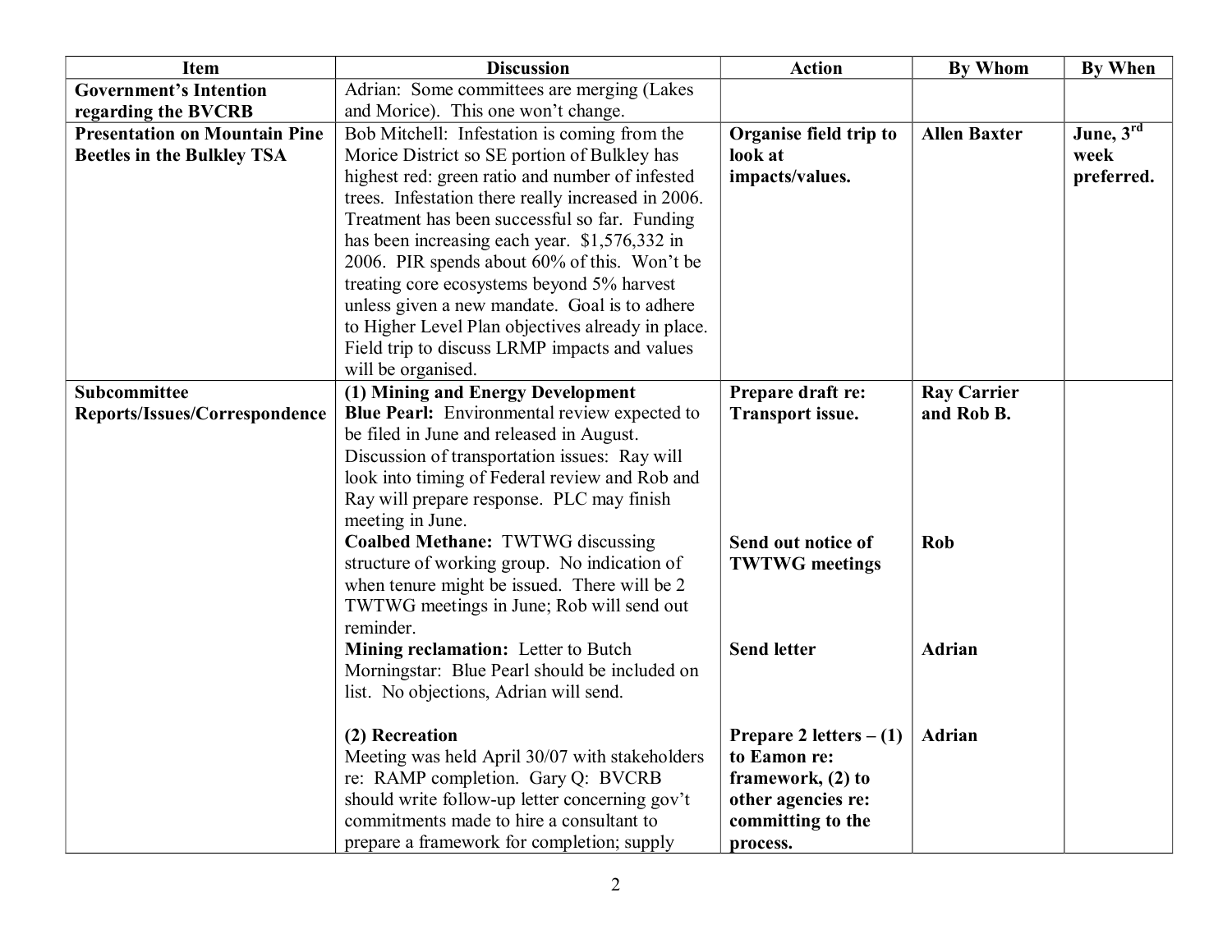| Item | Discussion | Action | By Whom | By When |
|---|---|---|---|---|
| **Government's Intention regarding the BVCRB** | Adrian: Some committees are merging (Lakes and Morice). This one won't change. | | | |
| **Presentation on Mountain Pine Beetles in the Bulkley TSA** | Bob Mitchell: Infestation is coming from the Morice District so SE portion of Bulkley has highest red: green ratio and number of infested trees. Infestation there really increased in 2006. Treatment has been successful so far. Funding has been increasing each year. $1,576,332 in 2006. PIR spends about 60% of this. Won't be treating core ecosystems beyond 5% harvest unless given a new mandate. Goal is to adhere to Higher Level Plan objectives already in place. Field trip to discuss LRMP impacts and values will be organised. | **Organise field trip to look at impacts/values.** | **Allen Baxter** | **June, 3rd week preferred.** |
| **Subcommittee Reports/Issues/Correspondence** | **(1) Mining and Energy Development**<br>**Blue Pearl:** Environmental review expected to be filed in June and released in August. Discussion of transportation issues: Ray will look into timing of Federal review and Rob and Ray will prepare response. PLC may finish meeting in June. | **Prepare draft re: Transport issue.** | **Ray Carrier and Rob B.** | |
| | **Coalbed Methane:** TWTWG discussing structure of working group. No indication of when tenure might be issued. There will be 2 TWTWG meetings in June; Rob will send out reminder. | **Send out notice of TWTWG meetings** | **Rob** | |
| | **Mining reclamation:** Letter to Butch Morningstar: Blue Pearl should be included on list. No objections, Adrian will send. | **Send letter** | **Adrian** | |
| | **(2) Recreation**<br>Meeting was held April 30/07 with stakeholders re: RAMP completion. Gary Q: BVCRB should write follow-up letter concerning gov't commitments made to hire a consultant to prepare a framework for completion; supply | **Prepare 2 letters – (1) to Eamon re: framework, (2) to other agencies re: committing to the process.** | **Adrian** | |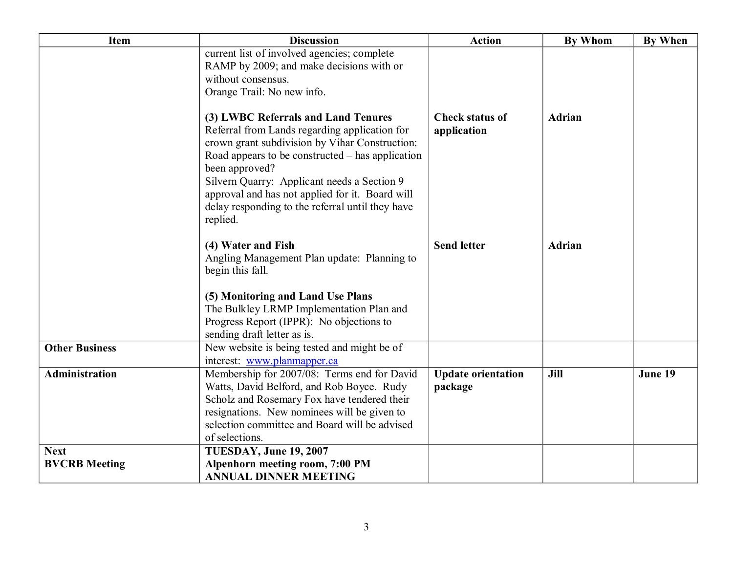| Item | Discussion | Action | By Whom | By When |
|---|---|---|---|---|
| | current list of involved agencies; complete RAMP by 2009; and make decisions with or without consensus.<br>Orange Trail: No new info. | | | |
| | **(3) LWBC Referrals and Land Tenures**<br>Referral from Lands regarding application for crown grant subdivision by Vihar Construction: Road appears to be constructed – has application been approved?<br>Silvern Quarry: Applicant needs a Section 9 approval and has not applied for it. Board will delay responding to the referral until they have replied. | **Check status of application** | **Adrian** | |
| | **(4) Water and Fish**<br>Angling Management Plan update: Planning to begin this fall. | **Send letter** | **Adrian** | |
| | **(5) Monitoring and Land Use Plans**<br>The Bulkley LRMP Implementation Plan and Progress Report (IPPR): No objections to sending draft letter as is. | | | |
| **Other Business** | New website is being tested and might be of interest: www.planmapper.ca | | | |
| **Administration** | Membership for 2007/08: Terms end for David Watts, David Belford, and Rob Boyce. Rudy Scholz and Rosemary Fox have tendered their resignations. New nominees will be given to selection committee and Board will be advised of selections. | **Update orientation package** | **Jill** | **June 19** |
| **Next BVCRB Meeting** | **TUESDAY, June 19, 2007**<br>**Alpenhorn meeting room, 7:00 PM**<br>**ANNUAL DINNER MEETING** | | | |